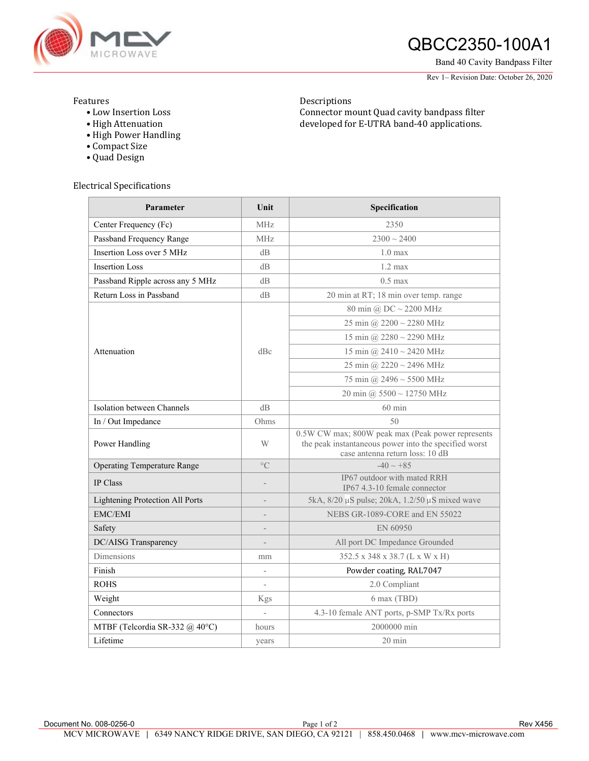# QBCC2350-100A1

Band 40 Cavity Bandpass Filter

Rev 1– Revision Date: October 26, 2020

## Features

- Low Insertion Loss
- High Attenuation
- High Power Handling
- Compact Size
- Quad Design

## Descriptions

Connector mount Quad cavity bandpass filter developed for E-UTRA band-40 applications.

## Electrical Specifications

| Parameter | Unit | Specification |
|---|---|---|
| Center Frequency (Fc) | MHz | 2350 |
| Passband Frequency Range | MHz | 2300 ~ 2400 |
| Insertion Loss over 5 MHz | dB | 1.0 max |
| Insertion Loss | dB | 1.2 max |
| Passband Ripple across any 5 MHz | dB | 0.5 max |
| Return Loss in Passband | dB | 20 min at RT; 18 min over temp. range |
| Attenuation | dBc | 80 min @ DC ~ 2200 MHz |
| | | 25 min @ 2200 ~ 2280 MHz |
| | | 15 min @ 2280 ~ 2290 MHz |
| | | 15 min @ 2410 ~ 2420 MHz |
| | | 25 min @ 2220 ~ 2496 MHz |
| | | 75 min @ 2496 ~ 5500 MHz |
| | | 20 min @ 5500 ~ 12750 MHz |
| Isolation between Channels | dB | 60 min |
| In / Out Impedance | Ohms | 50 |
| Power Handling | W | 0.5W CW max; 800W peak max (Peak power represents the peak instantaneous power into the specified worst case antenna return loss: 10 dB |
| Operating Temperature Range | °C | -40 ~ +85 |
| IP Class | - | IP67 outdoor with mated RRH<br>IP67 4.3-10 female connector |
| Lightening Protection All Ports | - | 5kA, 8/20 µS pulse; 20kA, 1.2/50 µS mixed wave |
| EMC/EMI | - | NEBS GR-1089-CORE and EN 55022 |
| Safety | - | EN 60950 |
| DC/AISG Transparency | - | All port DC Impedance Grounded |
| Dimensions | mm | 352.5 x 348 x 38.7 (L x W x H) |
| Finish | - | Powder coating, RAL7047 |
| ROHS | - | 2.0 Compliant |
| Weight | Kgs | 6 max (TBD) |
| Connectors | - | 4.3-10 female ANT ports, p-SMP Tx/Rx ports |
| MTBF (Telcordia SR-332 @ 40°C) | hours | 2000000 min |
| Lifetime | years | 20 min |

Document No. 008-0256-0 Rev X456

MCV MICROWAVE | 6349 NANCY RIDGE DRIVE, SAN DIEGO, CA 92121 | 858.450.0468 | www.mcv-microwave.com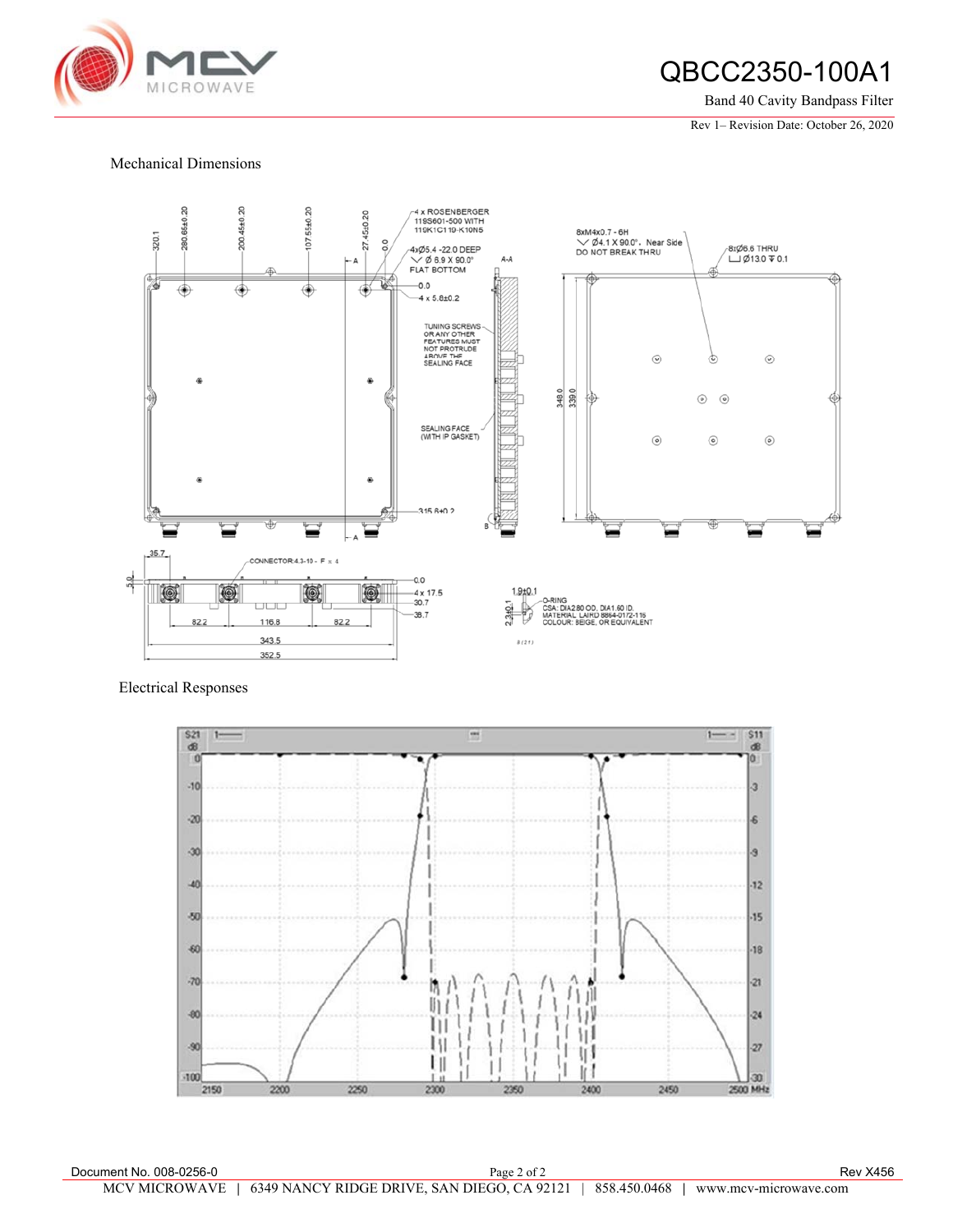## Mechanical Dimensions

320.1
280.65±0.20
200.45±0.20
107.55±0.20
27.45±0.20
0.0

4 x ROSENBERGER
119S601-500 WITH
119K1C119-K10NS

4xØ5.4 -22.0 DEEP
Ø 8.9 X 90.0°
FLAT BOTTOM

0.0
4 x 5.6±0.2

A-A

TUNING SCREWS OR ANY OTHER FEATURES MUST NOT PROTRUDE ABOVE THE SEALING FACE

SEALING FACE (WITH IP GASKET)

315.6±0.2

8xM4x0.7 - 6H
Ø4.1 X 90.0°, Near Side
DO NOT BREAK THRU

8xØ6.6 THRU
Ø13.0 ▽ 0.1

348.0
339.0

35.7
5.0
CONNECTOR:4.3-10 - F x 4
0.0
4 x 17.5
30.7
38.7
82.2
116.8
82.2
343.5
352.5

1.9±0.1
2.3±0.1
O-RING
CSA: DIA2.80 OD, DIA1.60 ID.
MATERIAL: LAIRD 8864-0172-116
COLOUR: BEIGE, OR EQUIVALENT

## Electrical Responses

S21 dB
S11 dB

0, -10, -20, -30, -40, -50, -60, -70, -80, -90, -100

0, -3, -6, -9, -12, -15, -18, -21, -24, -27, -30

2150, 2200, 2250, 2300, 2350, 2400, 2450, 2500 MHz